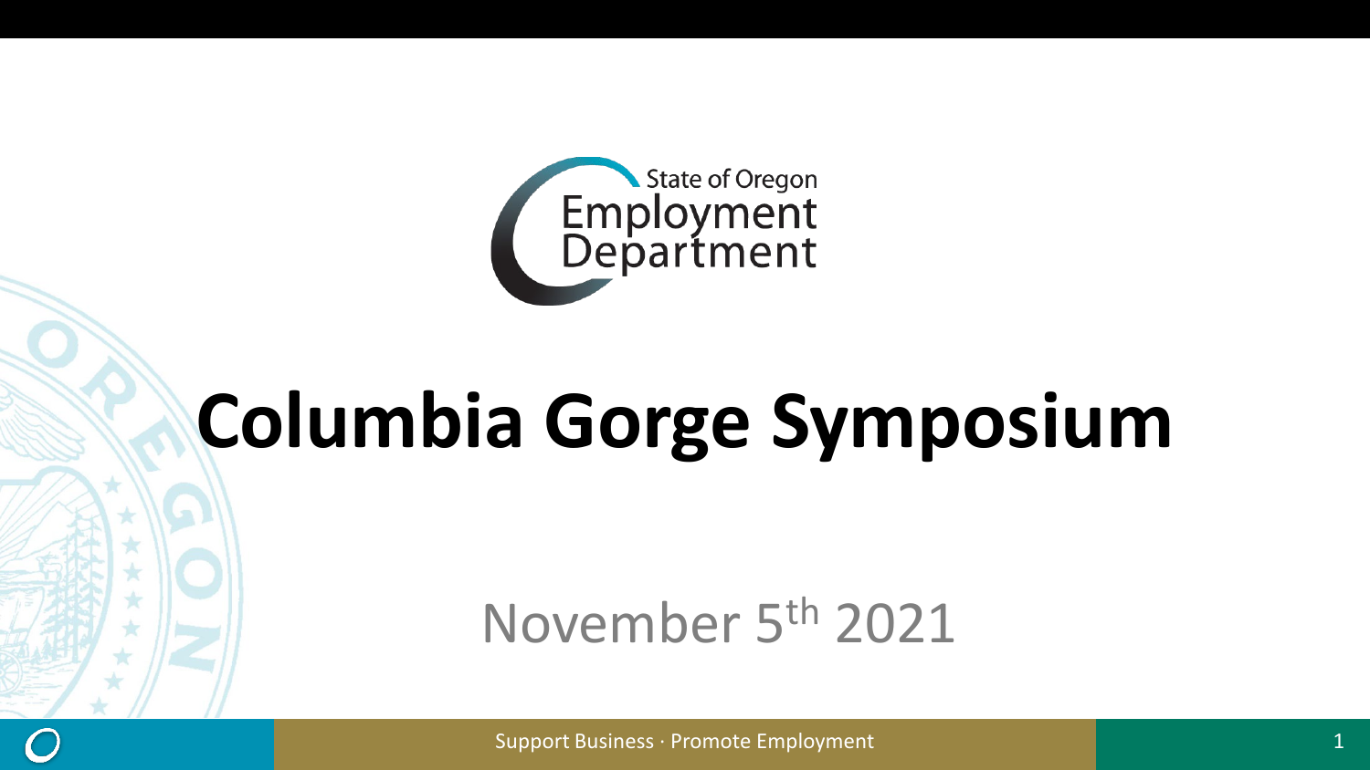State of Oregon Employment Department

# Columbia Gorge Symposium

November 5th 2021

Support Business · Promote Employment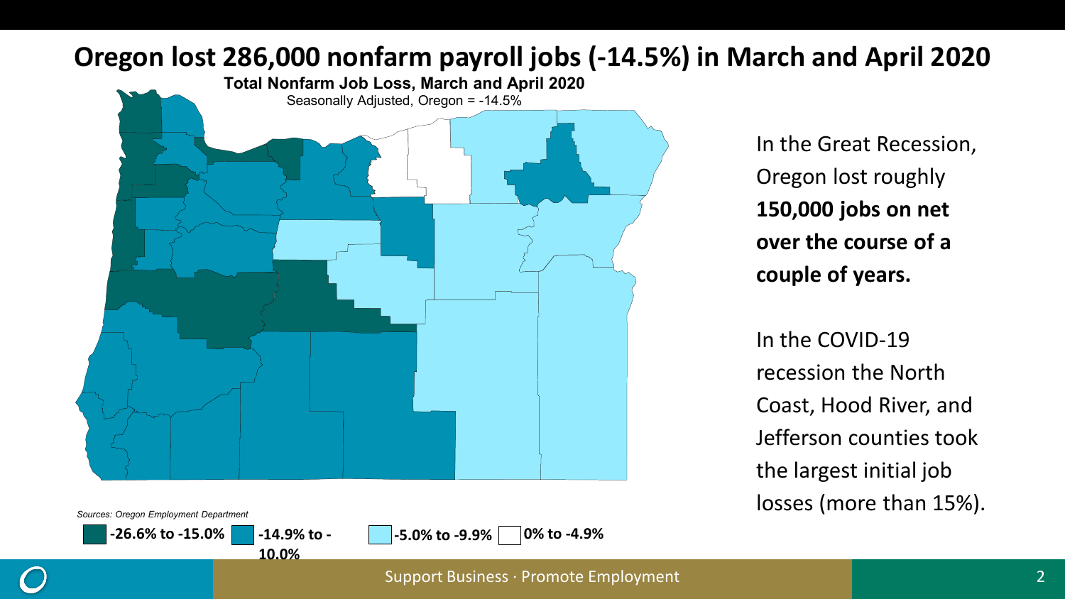# Oregon lost 286,000 nonfarm payroll jobs (-14.5%) in March and April 2020

**Total Nonfarm Job Loss, March and April 2020**

Seasonally Adjusted, Oregon = -14.5%

*Sources: Oregon Employment Department*

**-26.6% to -15.0%** | **-14.9% to -10.0%** | **-5.0% to -9.9%** | **0% to -4.9%**

In the Great Recession, Oregon lost roughly **150,000 jobs on net over the course of a couple of years.**

In the COVID-19 recession the North Coast, Hood River, and Jefferson counties took the largest initial job losses (more than 15%).

Support Business · Promote Employment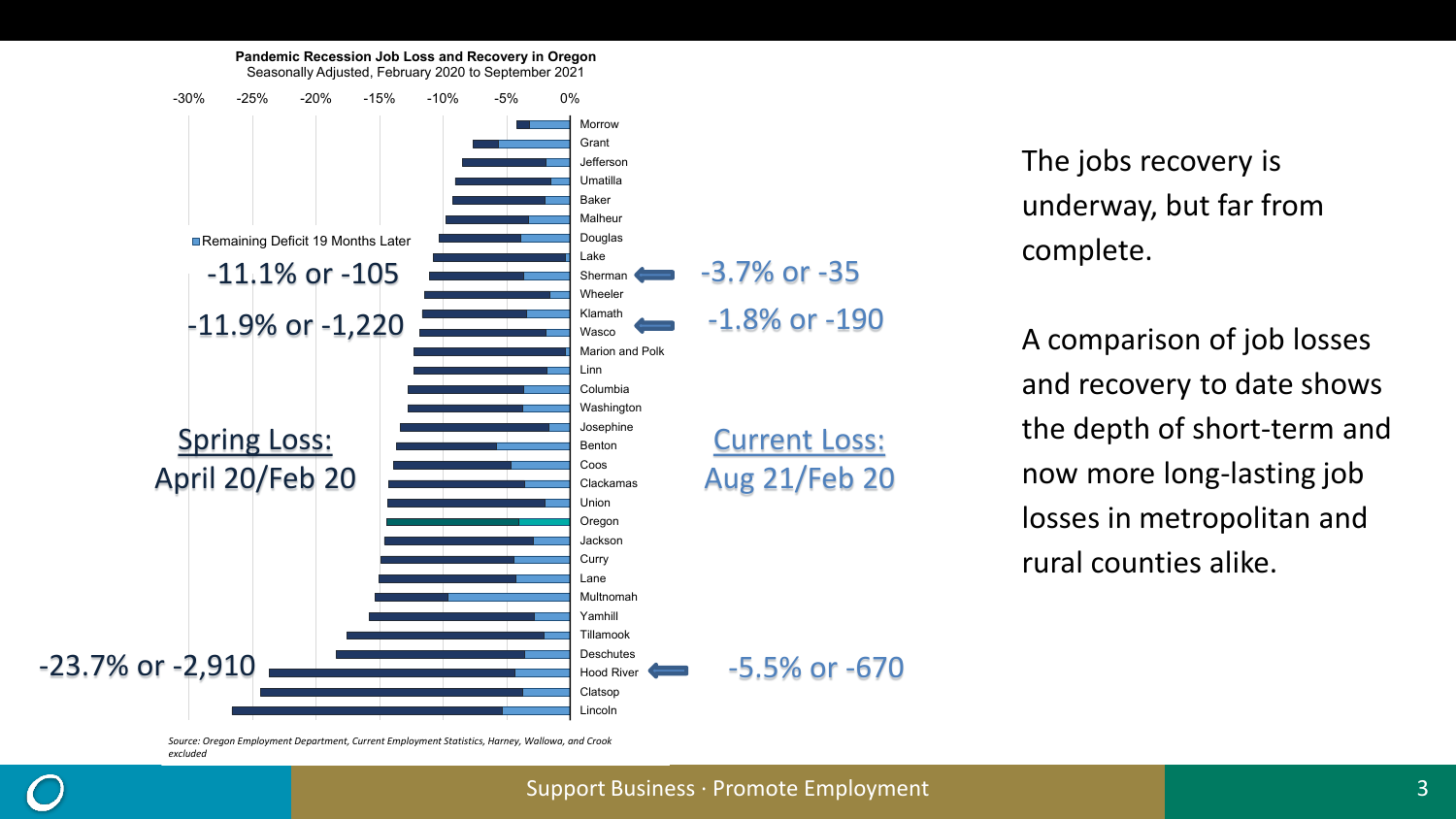**Pandemic Recession Job Loss and Recovery in Oregon**
Seasonally Adjusted, February 2020 to September 2021

-30% -25% -20% -15% -10% -5% 0%

■ Remaining Deficit 19 Months Later

Morrow
Grant
Jefferson
Umatilla
Baker
Malheur
Douglas
Lake
Sherman
Wheeler
Klamath
Wasco
Marion and Polk
Linn
Columbia
Washington
Josephine
Benton
Coos
Clackamas
Union
Oregon
Jackson
Curry
Lane
Multnomah
Yamhill
Tillamook
Deschutes
Hood River
Clatsop
Lincoln

Sherman: -11.1% or -105 → -3.7% or -35

Wasco: -11.9% or -1,220 → -1.8% or -190

Hood River: -23.7% or -2,910 → -5.5% or -670

Spring Loss: April 20/Feb 20

Current Loss: Aug 21/Feb 20

*Source: Oregon Employment Department, Current Employment Statistics, Harney, Wallowa, and Crook excluded*

The jobs recovery is underway, but far from complete.

A comparison of job losses and recovery to date shows the depth of short-term and now more long-lasting job losses in metropolitan and rural counties alike.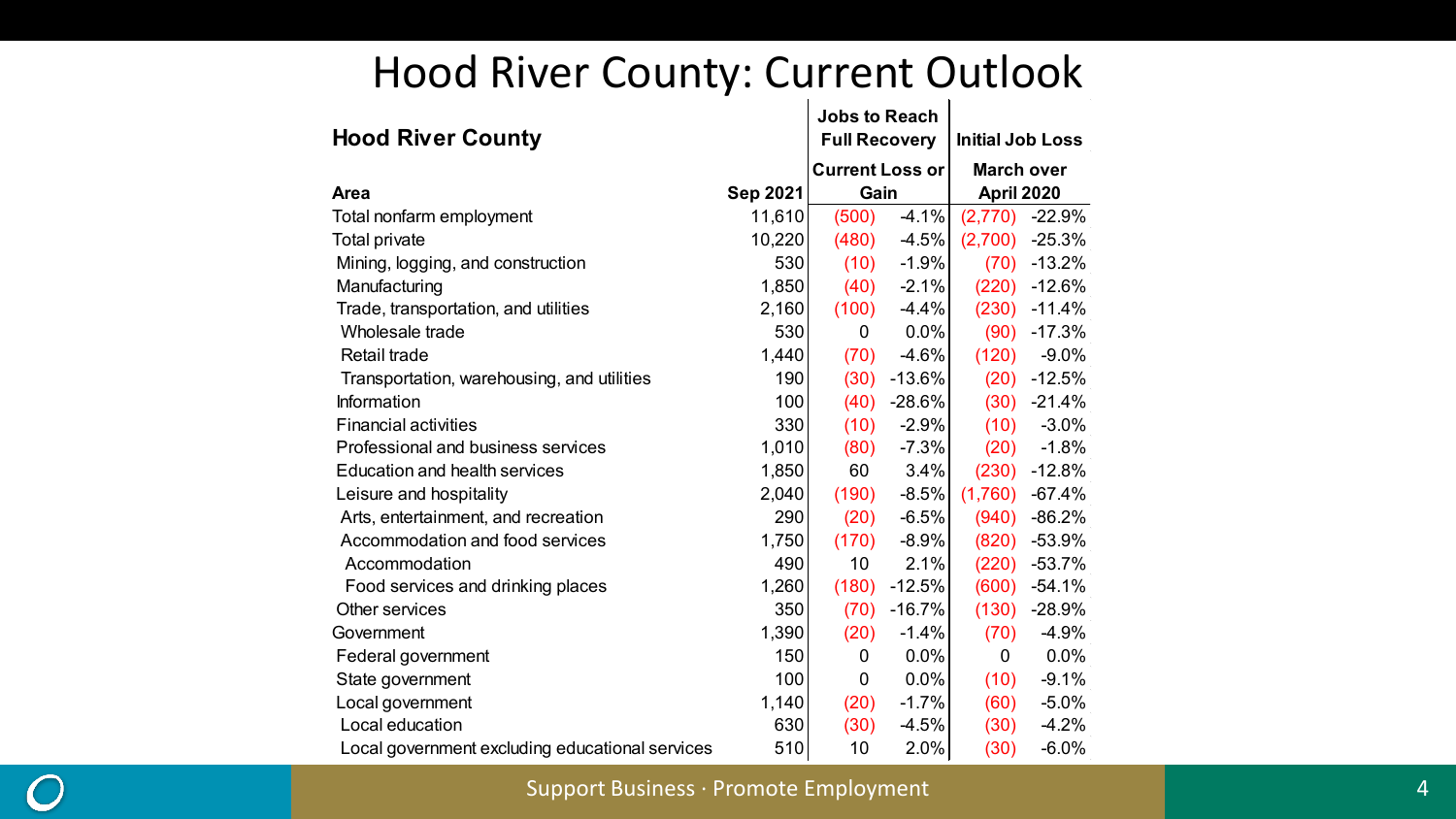# Hood River County: Current Outlook

| Hood River County | | Jobs to Reach Full Recovery | | Initial Job Loss | |
|---|---|---|---|---|---|
| Area | Sep 2021 | Current Loss or Gain | | March over April 2020 | |
| Total nonfarm employment | 11,610 | (500) | -4.1% | (2,770) | -22.9% |
| Total private | 10,220 | (480) | -4.5% | (2,700) | -25.3% |
| Mining, logging, and construction | 530 | (10) | -1.9% | (70) | -13.2% |
| Manufacturing | 1,850 | (40) | -2.1% | (220) | -12.6% |
| Trade, transportation, and utilities | 2,160 | (100) | -4.4% | (230) | -11.4% |
| Wholesale trade | 530 | 0 | 0.0% | (90) | -17.3% |
| Retail trade | 1,440 | (70) | -4.6% | (120) | -9.0% |
| Transportation, warehousing, and utilities | 190 | (30) | -13.6% | (20) | -12.5% |
| Information | 100 | (40) | -28.6% | (30) | -21.4% |
| Financial activities | 330 | (10) | -2.9% | (10) | -3.0% |
| Professional and business services | 1,010 | (80) | -7.3% | (20) | -1.8% |
| Education and health services | 1,850 | 60 | 3.4% | (230) | -12.8% |
| Leisure and hospitality | 2,040 | (190) | -8.5% | (1,760) | -67.4% |
| Arts, entertainment, and recreation | 290 | (20) | -6.5% | (940) | -86.2% |
| Accommodation and food services | 1,750 | (170) | -8.9% | (820) | -53.9% |
| Accommodation | 490 | 10 | 2.1% | (220) | -53.7% |
| Food services and drinking places | 1,260 | (180) | -12.5% | (600) | -54.1% |
| Other services | 350 | (70) | -16.7% | (130) | -28.9% |
| Government | 1,390 | (20) | -1.4% | (70) | -4.9% |
| Federal government | 150 | 0 | 0.0% | 0 | 0.0% |
| State government | 100 | 0 | 0.0% | (10) | -9.1% |
| Local government | 1,140 | (20) | -1.7% | (60) | -5.0% |
| Local education | 630 | (30) | -4.5% | (30) | -4.2% |
| Local government excluding educational services | 510 | 10 | 2.0% | (30) | -6.0% |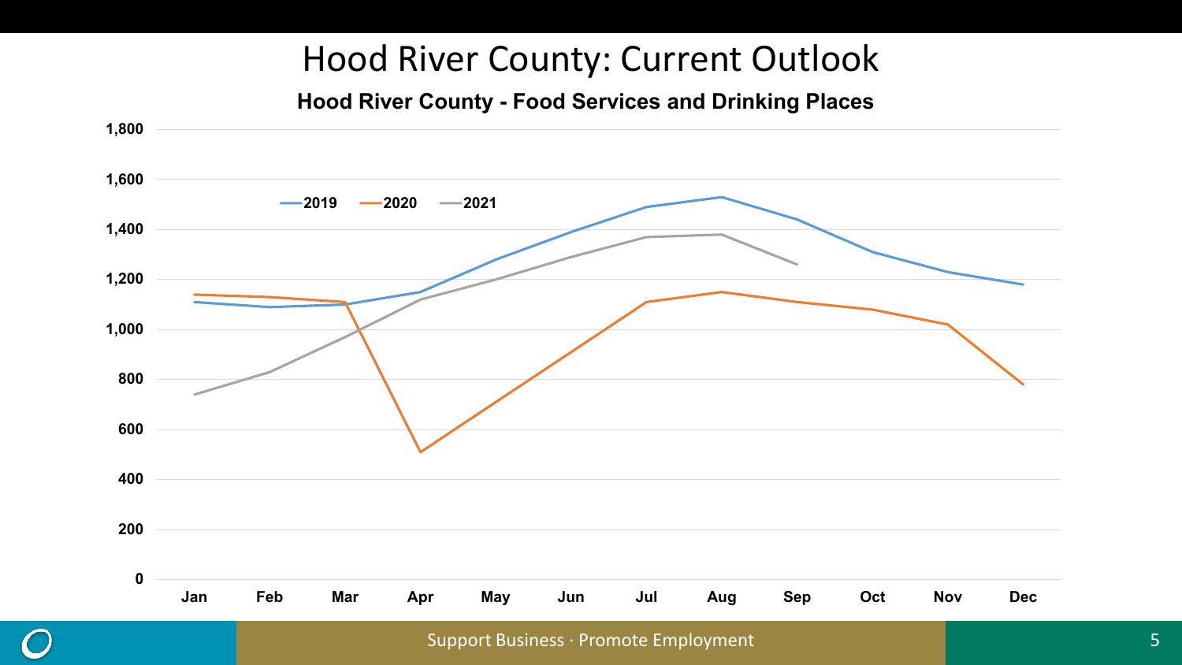# Hood River County: Current Outlook

## Hood River County - Food Services and Drinking Places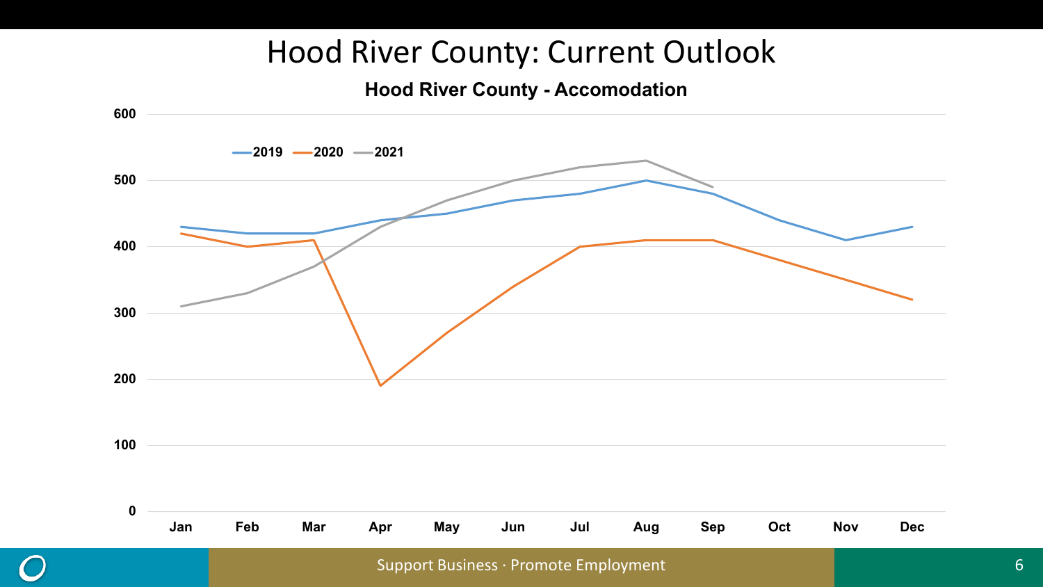# Hood River County: Current Outlook

**Hood River County - Accomodation**

600
500
400
300
200
100
0

2019 2020 2021

Jan Feb Mar Apr May Jun Jul Aug Sep Oct Nov Dec

Support Business · Promote Employment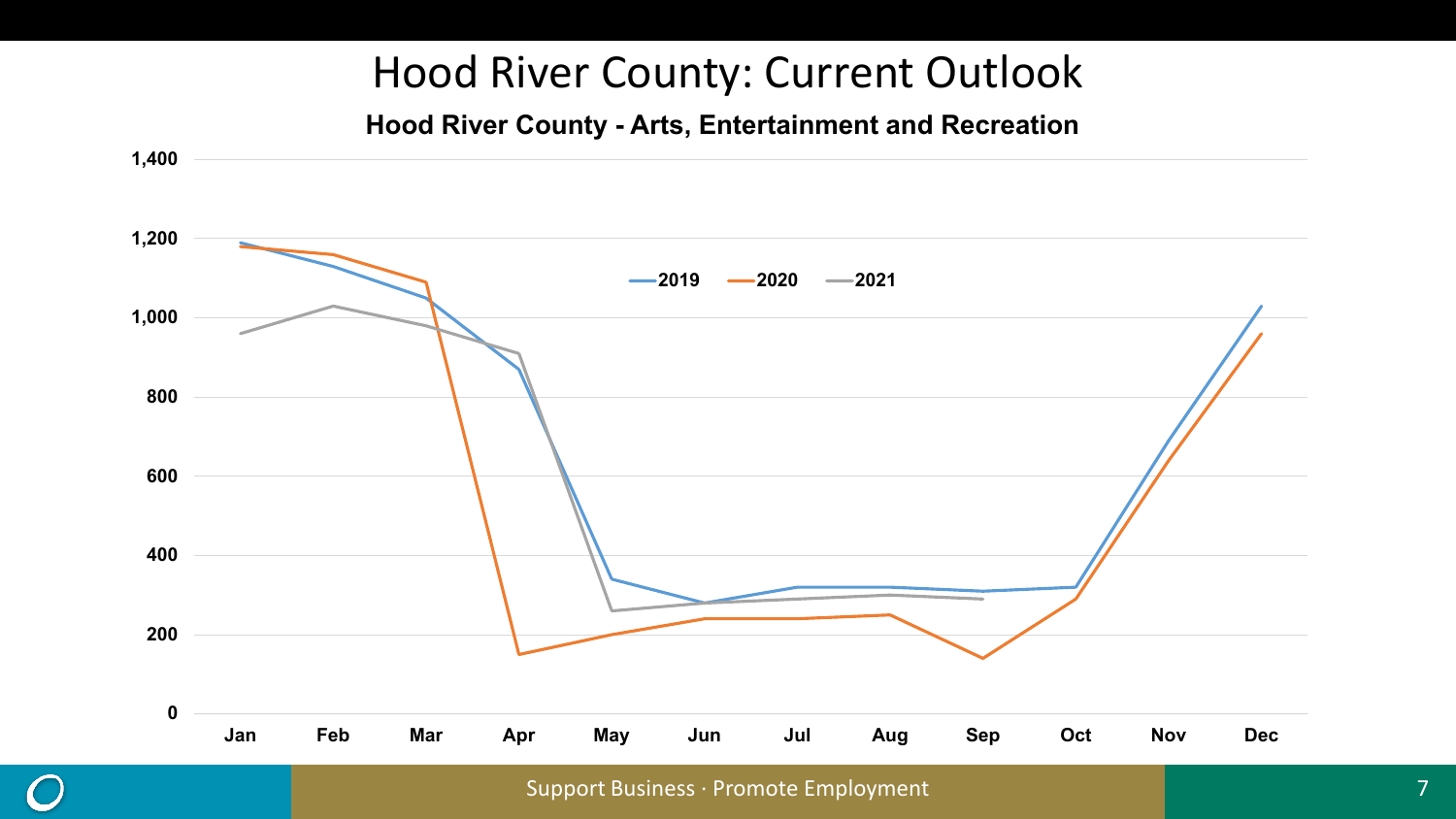# Hood River County: Current Outlook

**Hood River County - Arts, Entertainment and Recreation**

1,400
1,200
1,000
800
600
400
200
0

2019 2020 2021

Jan Feb Mar Apr May Jun Jul Aug Sep Oct Nov Dec

Support Business · Promote Employment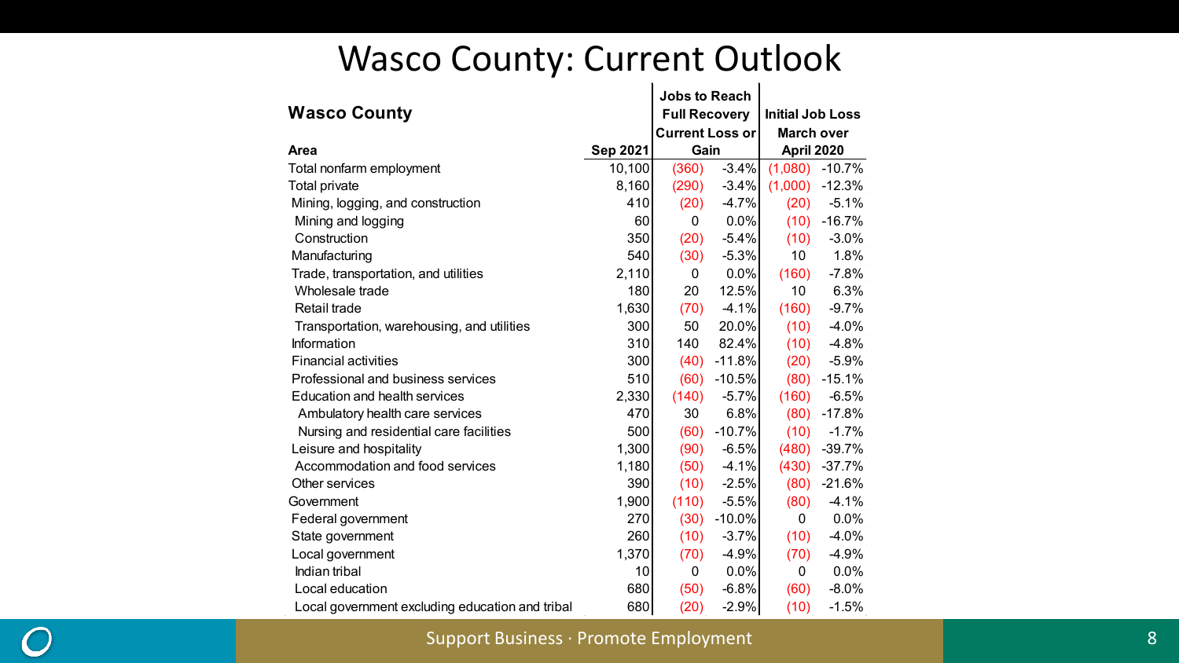# Wasco County: Current Outlook

| Wasco County<br>Area | Sep 2021 | Jobs to Reach Full Recovery Current Loss or Gain | | Initial Job Loss March over April 2020 | |
|---|---|---|---|---|---|
| Total nonfarm employment | 10,100 | (360) | -3.4% | (1,080) | -10.7% |
| Total private | 8,160 | (290) | -3.4% | (1,000) | -12.3% |
| Mining, logging, and construction | 410 | (20) | -4.7% | (20) | -5.1% |
| Mining and logging | 60 | 0 | 0.0% | (10) | -16.7% |
| Construction | 350 | (20) | -5.4% | (10) | -3.0% |
| Manufacturing | 540 | (30) | -5.3% | 10 | 1.8% |
| Trade, transportation, and utilities | 2,110 | 0 | 0.0% | (160) | -7.8% |
| Wholesale trade | 180 | 20 | 12.5% | 10 | 6.3% |
| Retail trade | 1,630 | (70) | -4.1% | (160) | -9.7% |
| Transportation, warehousing, and utilities | 300 | 50 | 20.0% | (10) | -4.0% |
| Information | 310 | 140 | 82.4% | (10) | -4.8% |
| Financial activities | 300 | (40) | -11.8% | (20) | -5.9% |
| Professional and business services | 510 | (60) | -10.5% | (80) | -15.1% |
| Education and health services | 2,330 | (140) | -5.7% | (160) | -6.5% |
| Ambulatory health care services | 470 | 30 | 6.8% | (80) | -17.8% |
| Nursing and residential care facilities | 500 | (60) | -10.7% | (10) | -1.7% |
| Leisure and hospitality | 1,300 | (90) | -6.5% | (480) | -39.7% |
| Accommodation and food services | 1,180 | (50) | -4.1% | (430) | -37.7% |
| Other services | 390 | (10) | -2.5% | (80) | -21.6% |
| Government | 1,900 | (110) | -5.5% | (80) | -4.1% |
| Federal government | 270 | (30) | -10.0% | 0 | 0.0% |
| State government | 260 | (10) | -3.7% | (10) | -4.0% |
| Local government | 1,370 | (70) | -4.9% | (70) | -4.9% |
| Indian tribal | 10 | 0 | 0.0% | 0 | 0.0% |
| Local education | 680 | (50) | -6.8% | (60) | -8.0% |
| Local government excluding education and tribal | 680 | (20) | -2.9% | (10) | -1.5% |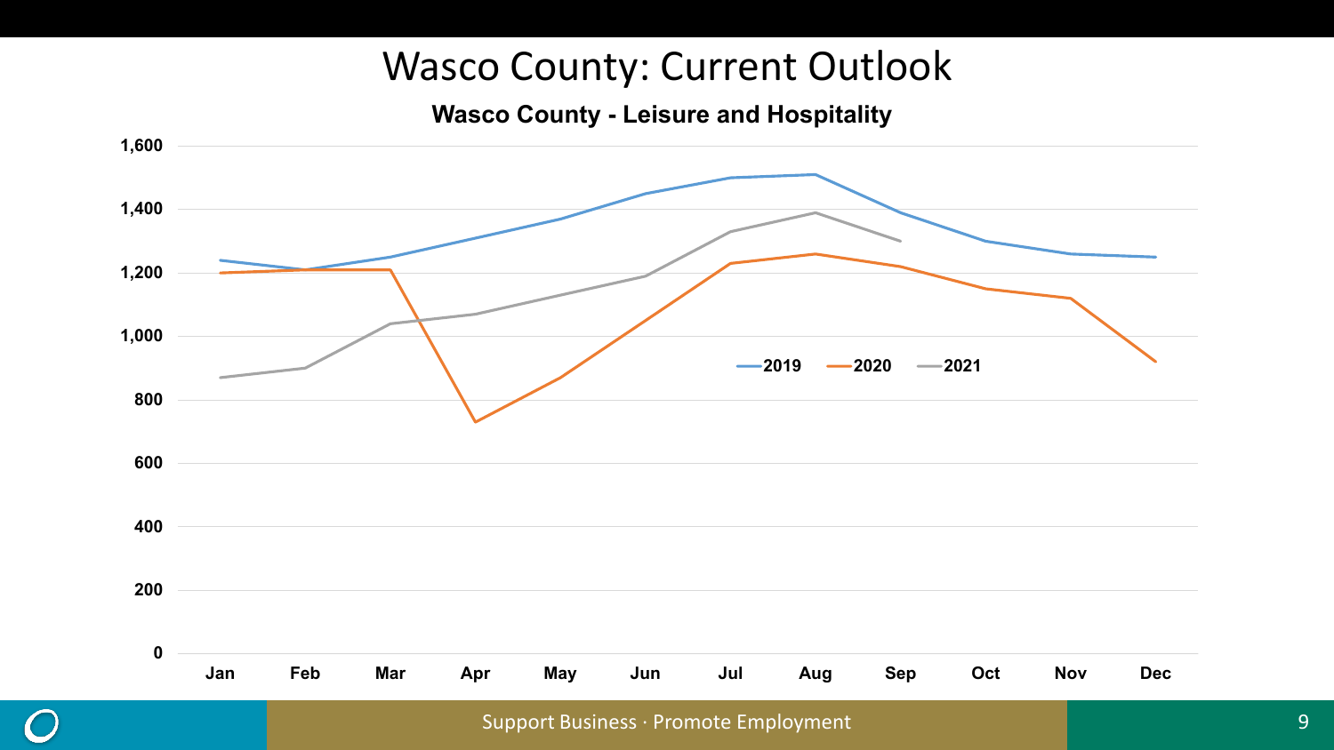# Wasco County: Current Outlook

**Wasco County - Leisure and Hospitality**

1,600
1,400
1,200
1,000
800
600
400
200
0

Jan Feb Mar Apr May Jun Jul Aug Sep Oct Nov Dec

2019 2020 2021

Support Business · Promote Employment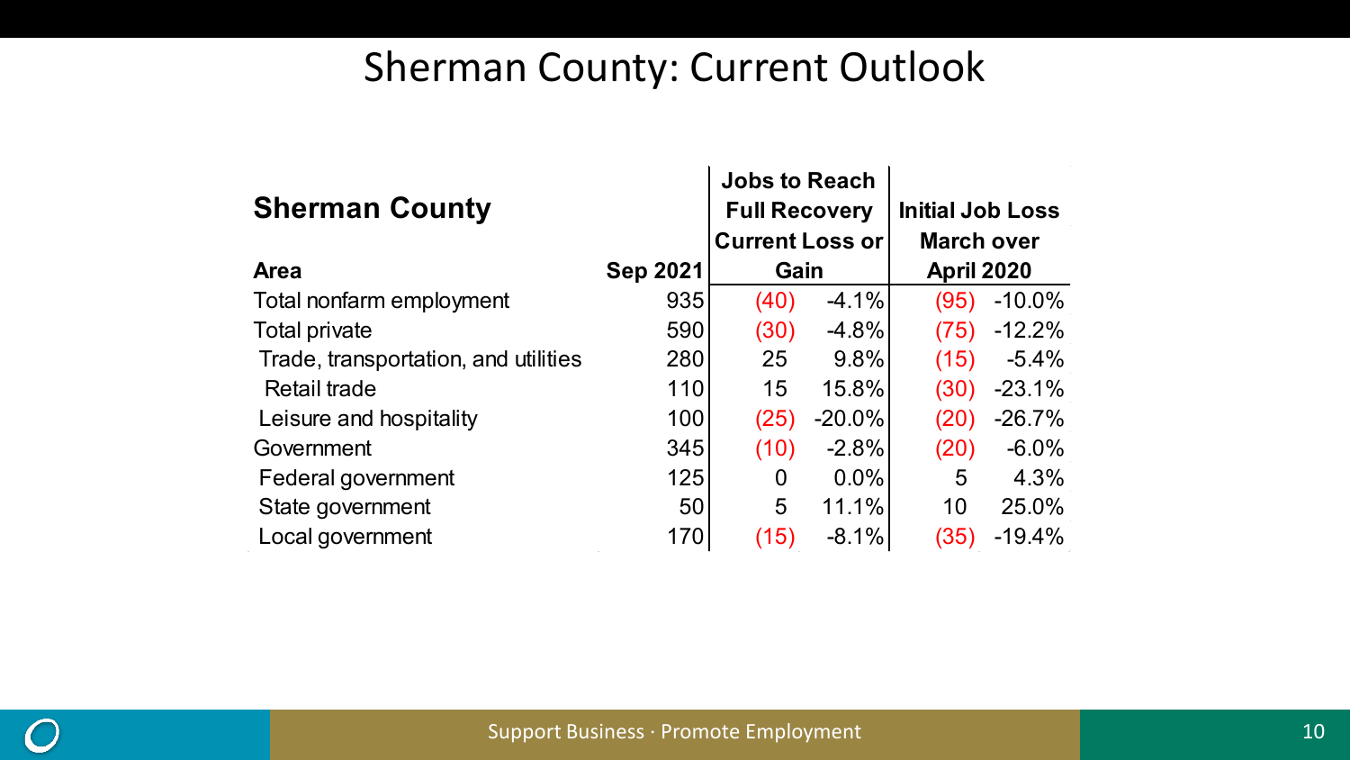# Sherman County: Current Outlook

| Sherman County Area | Sep 2021 | Jobs to Reach Full Recovery Current Loss or Gain | | Initial Job Loss March over April 2020 | |
|---|---|---|---|---|---|
| Total nonfarm employment | 935 | (40) | -4.1% | (95) | -10.0% |
| Total private | 590 | (30) | -4.8% | (75) | -12.2% |
| Trade, transportation, and utilities | 280 | 25 | 9.8% | (15) | -5.4% |
| Retail trade | 110 | 15 | 15.8% | (30) | -23.1% |
| Leisure and hospitality | 100 | (25) | -20.0% | (20) | -26.7% |
| Government | 345 | (10) | -2.8% | (20) | -6.0% |
| Federal government | 125 | 0 | 0.0% | 5 | 4.3% |
| State government | 50 | 5 | 11.1% | 10 | 25.0% |
| Local government | 170 | (15) | -8.1% | (35) | -19.4% |

Support Business · Promote Employment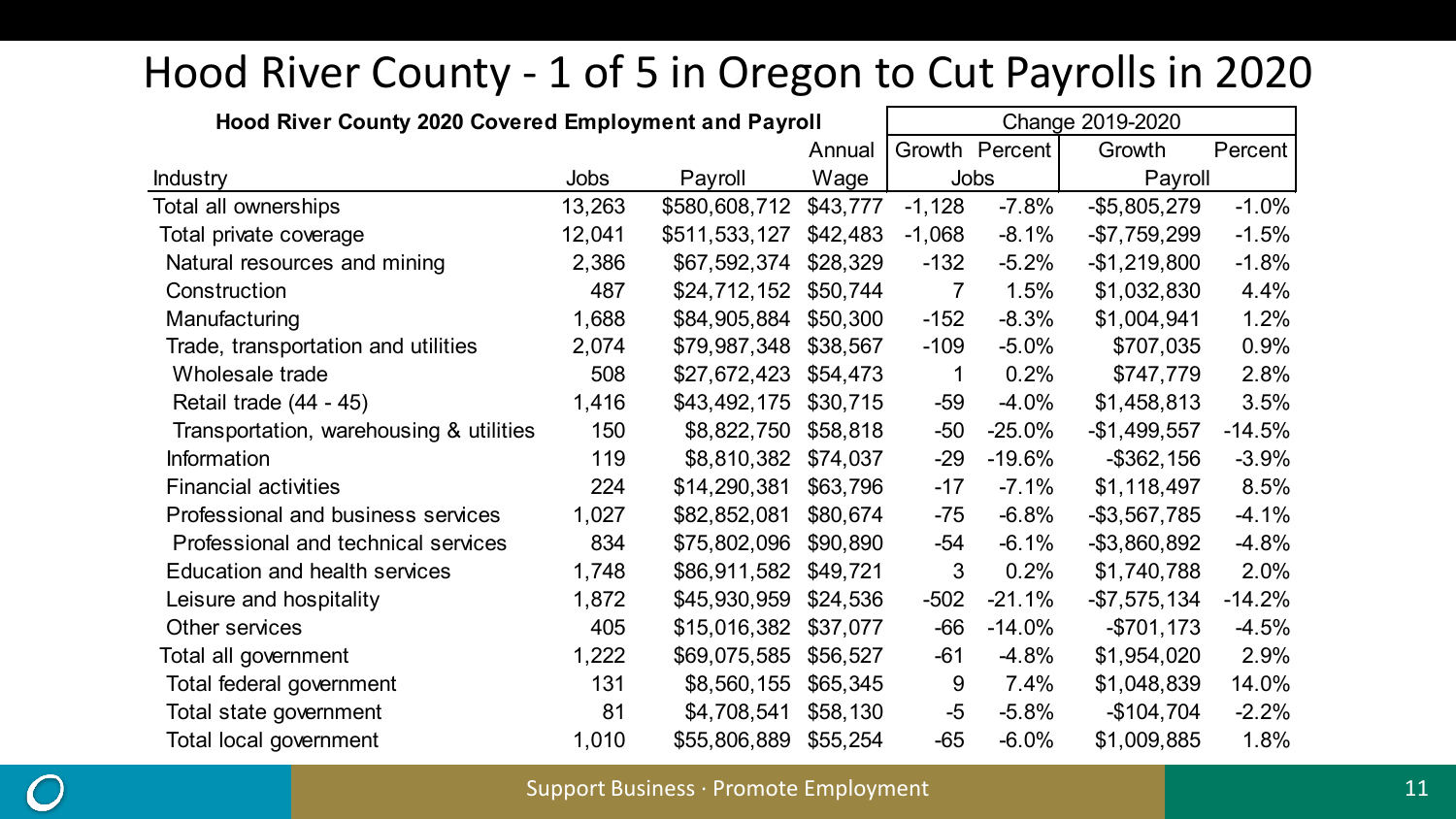# Hood River County - 1 of 5 in Oregon to Cut Payrolls in 2020

**Hood River County 2020 Covered Employment and Payroll**

| Industry | Jobs | Payroll | Annual Wage | Change 2019-2020 Jobs Growth | Change 2019-2020 Jobs Percent | Change 2019-2020 Payroll Growth | Change 2019-2020 Payroll Percent |
|---|---|---|---|---|---|---|---|
| Total all ownerships | 13,263 | $580,608,712 | $43,777 | -1,128 | -7.8% | -$5,805,279 | -1.0% |
| Total private coverage | 12,041 | $511,533,127 | $42,483 | -1,068 | -8.1% | -$7,759,299 | -1.5% |
| Natural resources and mining | 2,386 | $67,592,374 | $28,329 | -132 | -5.2% | -$1,219,800 | -1.8% |
| Construction | 487 | $24,712,152 | $50,744 | 7 | 1.5% | $1,032,830 | 4.4% |
| Manufacturing | 1,688 | $84,905,884 | $50,300 | -152 | -8.3% | $1,004,941 | 1.2% |
| Trade, transportation and utilities | 2,074 | $79,987,348 | $38,567 | -109 | -5.0% | $707,035 | 0.9% |
| Wholesale trade | 508 | $27,672,423 | $54,473 | 1 | 0.2% | $747,779 | 2.8% |
| Retail trade (44 - 45) | 1,416 | $43,492,175 | $30,715 | -59 | -4.0% | $1,458,813 | 3.5% |
| Transportation, warehousing & utilities | 150 | $8,822,750 | $58,818 | -50 | -25.0% | -$1,499,557 | -14.5% |
| Information | 119 | $8,810,382 | $74,037 | -29 | -19.6% | -$362,156 | -3.9% |
| Financial activities | 224 | $14,290,381 | $63,796 | -17 | -7.1% | $1,118,497 | 8.5% |
| Professional and business services | 1,027 | $82,852,081 | $80,674 | -75 | -6.8% | -$3,567,785 | -4.1% |
| Professional and technical services | 834 | $75,802,096 | $90,890 | -54 | -6.1% | -$3,860,892 | -4.8% |
| Education and health services | 1,748 | $86,911,582 | $49,721 | 3 | 0.2% | $1,740,788 | 2.0% |
| Leisure and hospitality | 1,872 | $45,930,959 | $24,536 | -502 | -21.1% | -$7,575,134 | -14.2% |
| Other services | 405 | $15,016,382 | $37,077 | -66 | -14.0% | -$701,173 | -4.5% |
| Total all government | 1,222 | $69,075,585 | $56,527 | -61 | -4.8% | $1,954,020 | 2.9% |
| Total federal government | 131 | $8,560,155 | $65,345 | 9 | 7.4% | $1,048,839 | 14.0% |
| Total state government | 81 | $4,708,541 | $58,130 | -5 | -5.8% | -$104,704 | -2.2% |
| Total local government | 1,010 | $55,806,889 | $55,254 | -65 | -6.0% | $1,009,885 | 1.8% |

Support Business · Promote Employment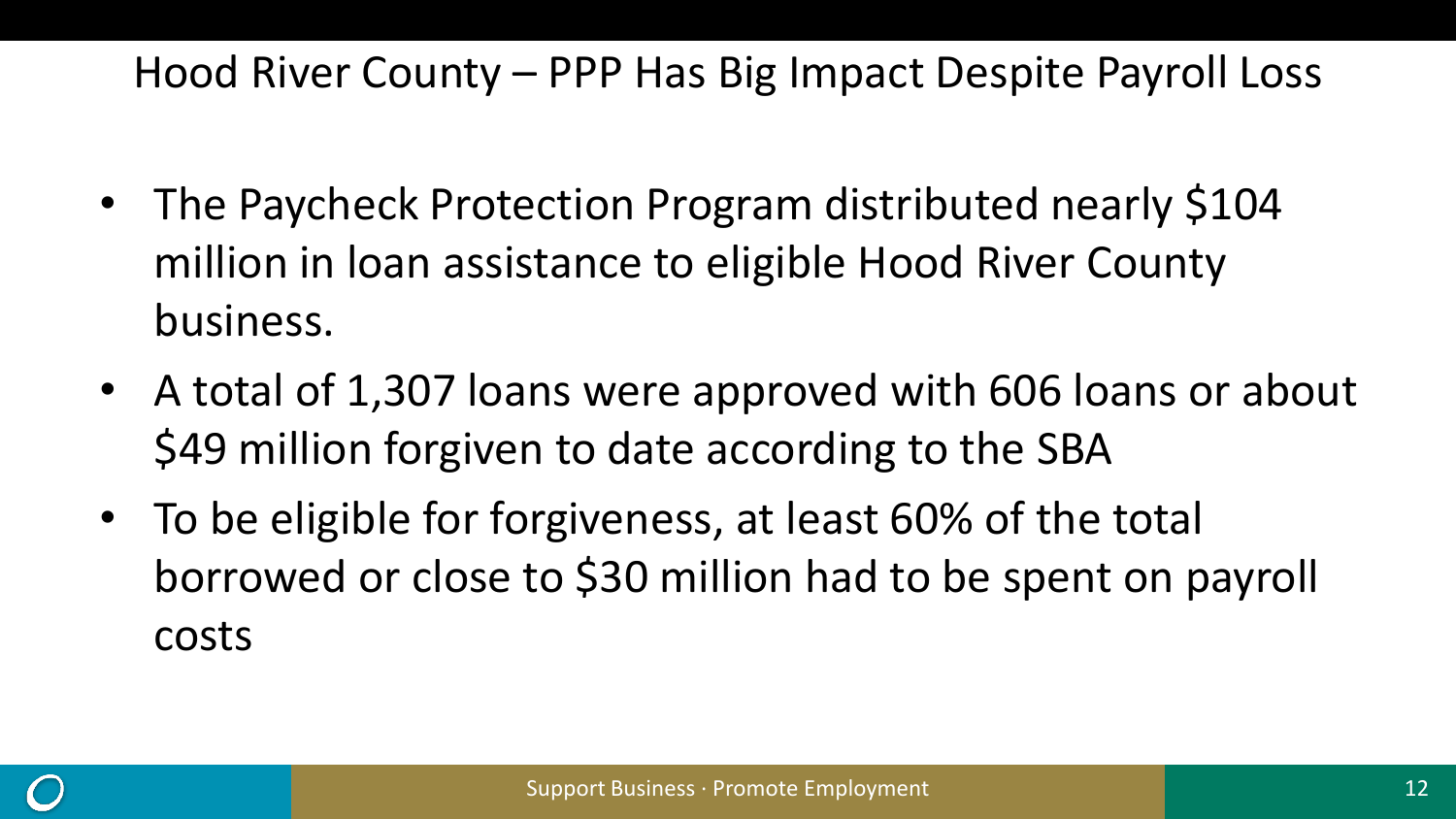# Hood River County – PPP Has Big Impact Despite Payroll Loss

- The Paycheck Protection Program distributed nearly $104 million in loan assistance to eligible Hood River County business.
- A total of 1,307 loans were approved with 606 loans or about $49 million forgiven to date according to the SBA
- To be eligible for forgiveness, at least 60% of the total borrowed or close to $30 million had to be spent on payroll costs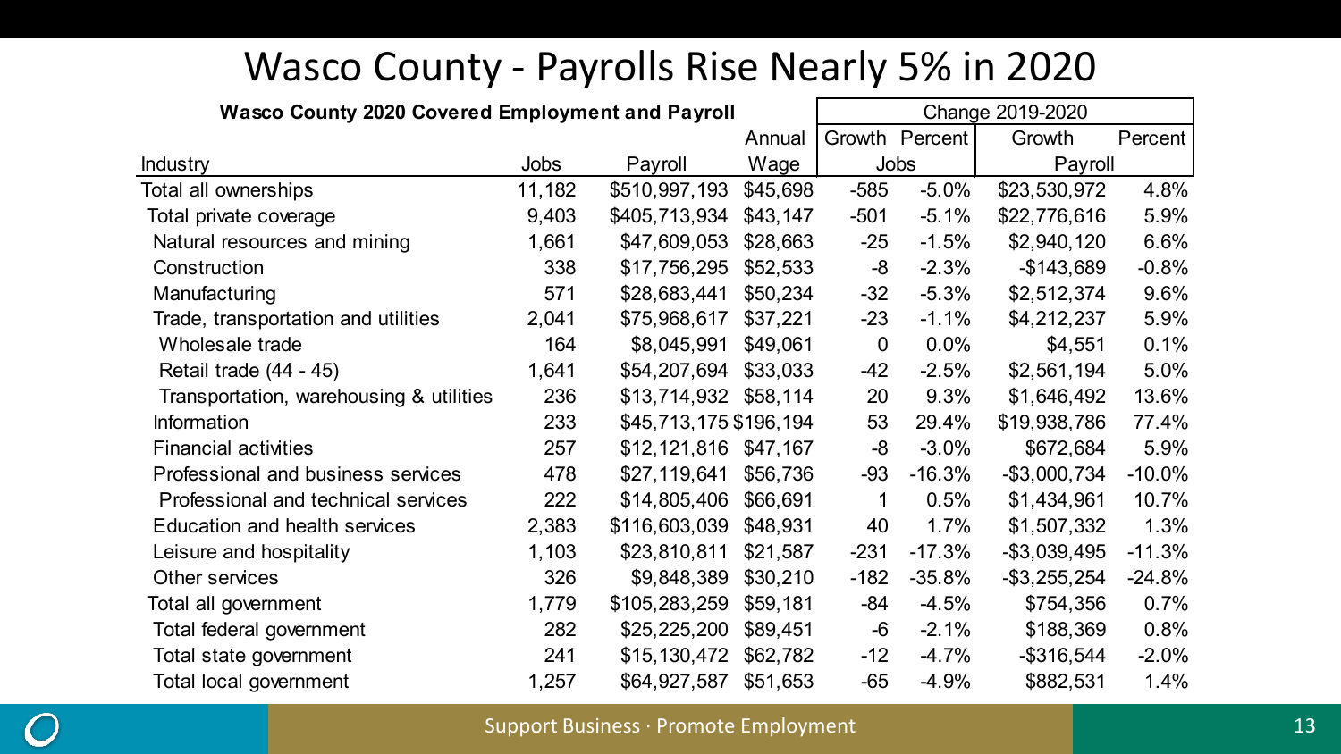# Wasco County - Payrolls Rise Nearly 5% in 2020

**Wasco County 2020 Covered Employment and Payroll**

| Industry | Jobs | Payroll | Annual Wage | Change 2019-2020 Growth (Jobs) | Percent (Jobs) | Growth (Payroll) | Percent (Payroll) |
|---|---|---|---|---|---|---|---|
| Total all ownerships | 11,182 | $510,997,193 | $45,698 | -585 | -5.0% | $23,530,972 | 4.8% |
| Total private coverage | 9,403 | $405,713,934 | $43,147 | -501 | -5.1% | $22,776,616 | 5.9% |
| Natural resources and mining | 1,661 | $47,609,053 | $28,663 | -25 | -1.5% | $2,940,120 | 6.6% |
| Construction | 338 | $17,756,295 | $52,533 | -8 | -2.3% | -$143,689 | -0.8% |
| Manufacturing | 571 | $28,683,441 | $50,234 | -32 | -5.3% | $2,512,374 | 9.6% |
| Trade, transportation and utilities | 2,041 | $75,968,617 | $37,221 | -23 | -1.1% | $4,212,237 | 5.9% |
| Wholesale trade | 164 | $8,045,991 | $49,061 | 0 | 0.0% | $4,551 | 0.1% |
| Retail trade (44 - 45) | 1,641 | $54,207,694 | $33,033 | -42 | -2.5% | $2,561,194 | 5.0% |
| Transportation, warehousing & utilities | 236 | $13,714,932 | $58,114 | 20 | 9.3% | $1,646,492 | 13.6% |
| Information | 233 | $45,713,175 | $196,194 | 53 | 29.4% | $19,938,786 | 77.4% |
| Financial activities | 257 | $12,121,816 | $47,167 | -8 | -3.0% | $672,684 | 5.9% |
| Professional and business services | 478 | $27,119,641 | $56,736 | -93 | -16.3% | -$3,000,734 | -10.0% |
| Professional and technical services | 222 | $14,805,406 | $66,691 | 1 | 0.5% | $1,434,961 | 10.7% |
| Education and health services | 2,383 | $116,603,039 | $48,931 | 40 | 1.7% | $1,507,332 | 1.3% |
| Leisure and hospitality | 1,103 | $23,810,811 | $21,587 | -231 | -17.3% | -$3,039,495 | -11.3% |
| Other services | 326 | $9,848,389 | $30,210 | -182 | -35.8% | -$3,255,254 | -24.8% |
| Total all government | 1,779 | $105,283,259 | $59,181 | -84 | -4.5% | $754,356 | 0.7% |
| Total federal government | 282 | $25,225,200 | $89,451 | -6 | -2.1% | $188,369 | 0.8% |
| Total state government | 241 | $15,130,472 | $62,782 | -12 | -4.7% | -$316,544 | -2.0% |
| Total local government | 1,257 | $64,927,587 | $51,653 | -65 | -4.9% | $882,531 | 1.4% |

Support Business · Promote Employment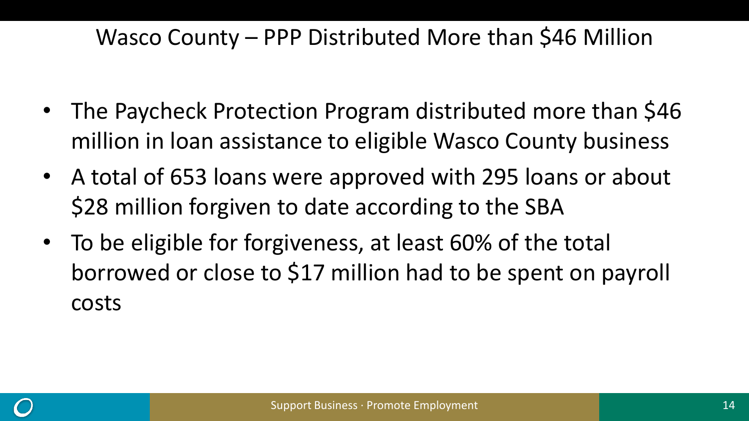# Wasco County – PPP Distributed More than $46 Million

- The Paycheck Protection Program distributed more than $46 million in loan assistance to eligible Wasco County business
- A total of 653 loans were approved with 295 loans or about $28 million forgiven to date according to the SBA
- To be eligible for forgiveness, at least 60% of the total borrowed or close to $17 million had to be spent on payroll costs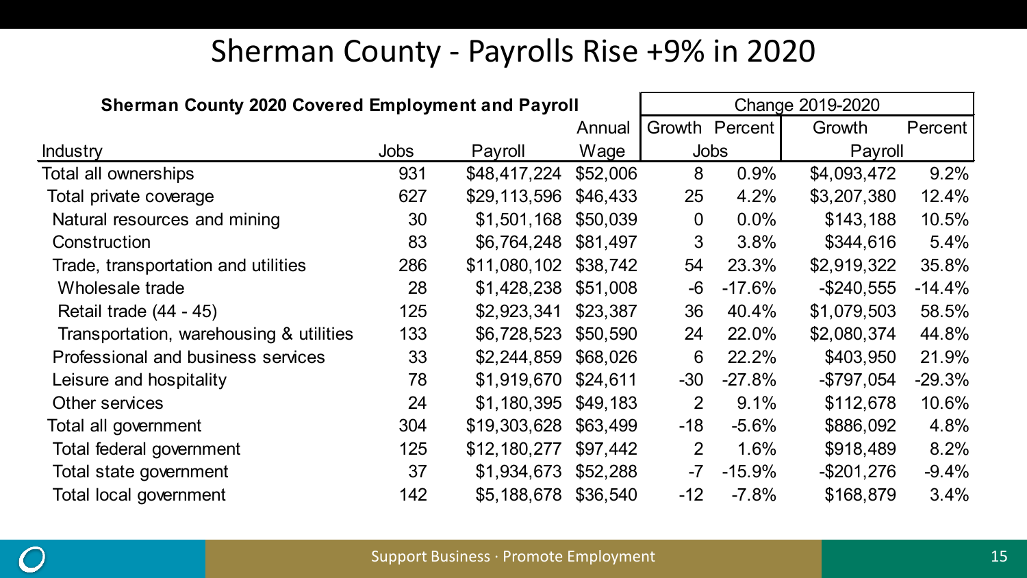# Sherman County - Payrolls Rise +9% in 2020

| Sherman County 2020 Covered Employment and Payroll | | | | Change 2019-2020 | | | |
|---|---|---|---|---|---|---|---|
| | | | Annual | Growth | Percent | Growth | Percent |
| Industry | Jobs | Payroll | Wage | Jobs | | Payroll | |
| Total all ownerships | 931 | $48,417,224 | $52,006 | 8 | 0.9% | $4,093,472 | 9.2% |
| Total private coverage | 627 | $29,113,596 | $46,433 | 25 | 4.2% | $3,207,380 | 12.4% |
| Natural resources and mining | 30 | $1,501,168 | $50,039 | 0 | 0.0% | $143,188 | 10.5% |
| Construction | 83 | $6,764,248 | $81,497 | 3 | 3.8% | $344,616 | 5.4% |
| Trade, transportation and utilities | 286 | $11,080,102 | $38,742 | 54 | 23.3% | $2,919,322 | 35.8% |
| Wholesale trade | 28 | $1,428,238 | $51,008 | -6 | -17.6% | -$240,555 | -14.4% |
| Retail trade (44 - 45) | 125 | $2,923,341 | $23,387 | 36 | 40.4% | $1,079,503 | 58.5% |
| Transportation, warehousing & utilities | 133 | $6,728,523 | $50,590 | 24 | 22.0% | $2,080,374 | 44.8% |
| Professional and business services | 33 | $2,244,859 | $68,026 | 6 | 22.2% | $403,950 | 21.9% |
| Leisure and hospitality | 78 | $1,919,670 | $24,611 | -30 | -27.8% | -$797,054 | -29.3% |
| Other services | 24 | $1,180,395 | $49,183 | 2 | 9.1% | $112,678 | 10.6% |
| Total all government | 304 | $19,303,628 | $63,499 | -18 | -5.6% | $886,092 | 4.8% |
| Total federal government | 125 | $12,180,277 | $97,442 | 2 | 1.6% | $918,489 | 8.2% |
| Total state government | 37 | $1,934,673 | $52,288 | -7 | -15.9% | -$201,276 | -9.4% |
| Total local government | 142 | $5,188,678 | $36,540 | -12 | -7.8% | $168,879 | 3.4% |

Support Business · Promote Employment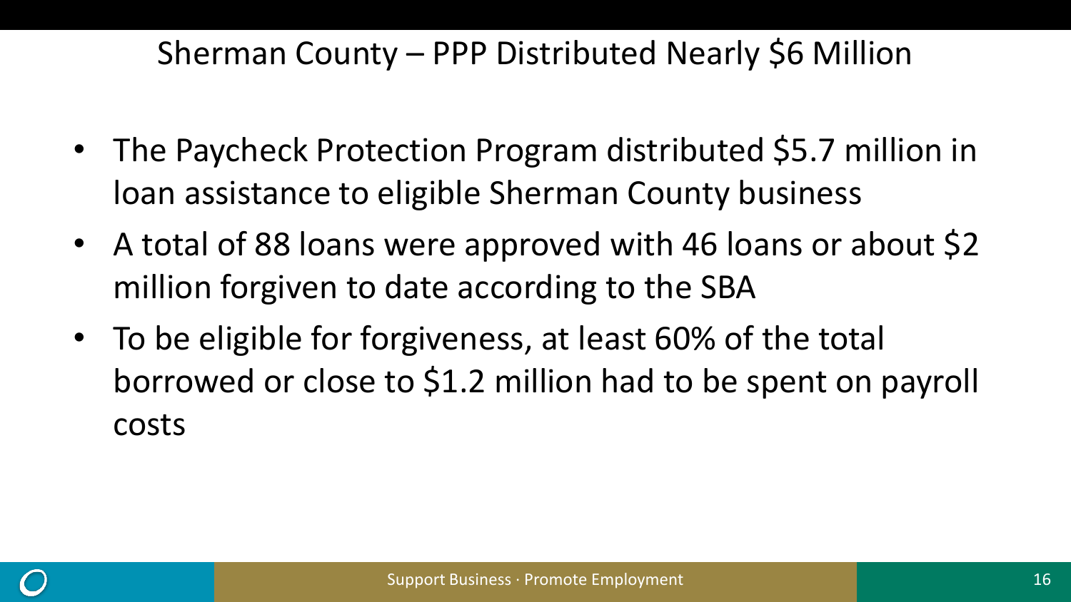# Sherman County – PPP Distributed Nearly $6 Million

- The Paycheck Protection Program distributed $5.7 million in loan assistance to eligible Sherman County business
- A total of 88 loans were approved with 46 loans or about $2 million forgiven to date according to the SBA
- To be eligible for forgiveness, at least 60% of the total borrowed or close to $1.2 million had to be spent on payroll costs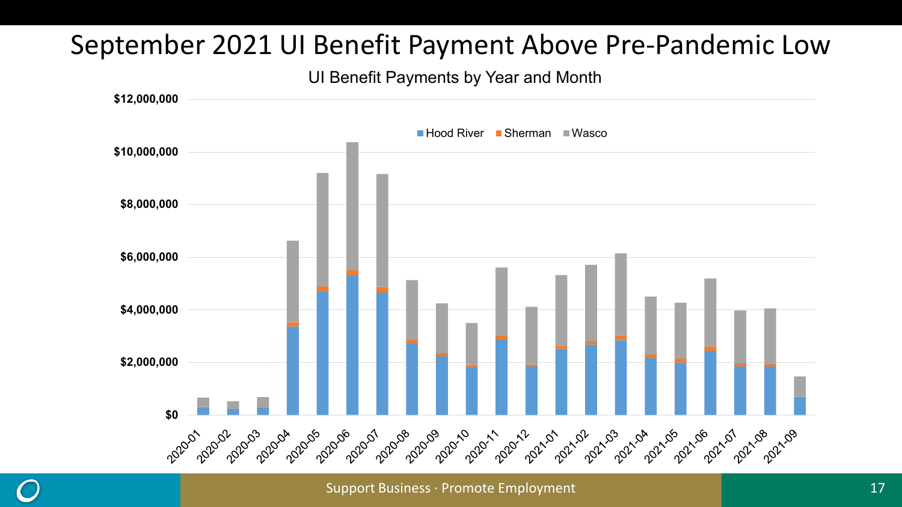# September 2021 UI Benefit Payment Above Pre-Pandemic Low

UI Benefit Payments by Year and Month

Hood River | Sherman | Wasco

$12,000,000
$10,000,000
$8,000,000
$6,000,000
$4,000,000
$2,000,000
$0

2020-01, 2020-02, 2020-03, 2020-04, 2020-05, 2020-06, 2020-07, 2020-08, 2020-09, 2020-10, 2020-11, 2020-12, 2021-01, 2021-02, 2021-03, 2021-04, 2021-05, 2021-06, 2021-07, 2021-08, 2021-09

Support Business · Promote Employment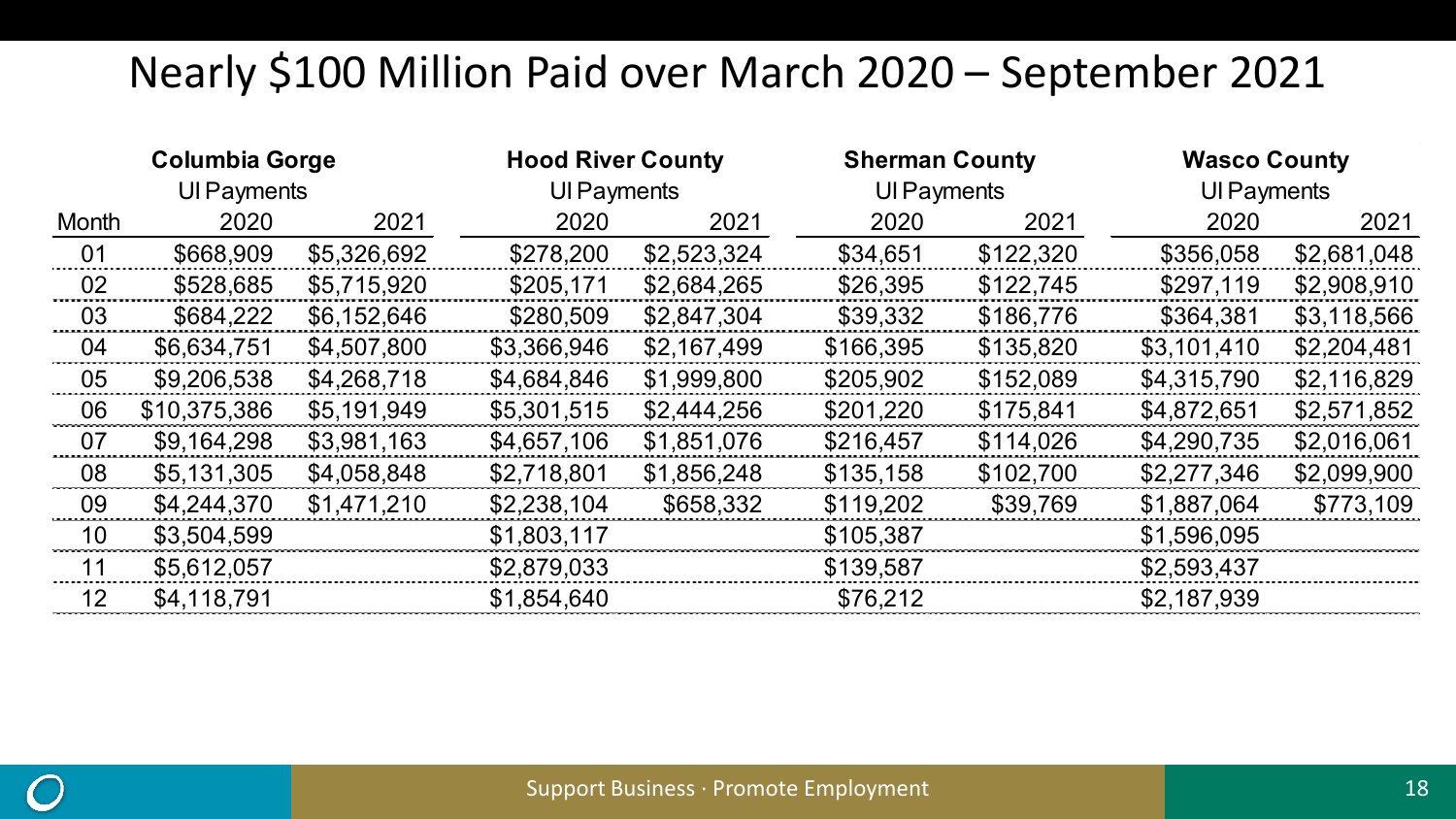# Nearly $100 Million Paid over March 2020 – September 2021

| | Columbia Gorge UI Payments | | Hood River County UI Payments | | Sherman County UI Payments | | Wasco County UI Payments | |
|---|---|---|---|---|---|---|---|---|
| Month | 2020 | 2021 | 2020 | 2021 | 2020 | 2021 | 2020 | 2021 |
| 01 | $668,909 | $5,326,692 | $278,200 | $2,523,324 | $34,651 | $122,320 | $356,058 | $2,681,048 |
| 02 | $528,685 | $5,715,920 | $205,171 | $2,684,265 | $26,395 | $122,745 | $297,119 | $2,908,910 |
| 03 | $684,222 | $6,152,646 | $280,509 | $2,847,304 | $39,332 | $186,776 | $364,381 | $3,118,566 |
| 04 | $6,634,751 | $4,507,800 | $3,366,946 | $2,167,499 | $166,395 | $135,820 | $3,101,410 | $2,204,481 |
| 05 | $9,206,538 | $4,268,718 | $4,684,846 | $1,999,800 | $205,902 | $152,089 | $4,315,790 | $2,116,829 |
| 06 | $10,375,386 | $5,191,949 | $5,301,515 | $2,444,256 | $201,220 | $175,841 | $4,872,651 | $2,571,852 |
| 07 | $9,164,298 | $3,981,163 | $4,657,106 | $1,851,076 | $216,457 | $114,026 | $4,290,735 | $2,016,061 |
| 08 | $5,131,305 | $4,058,848 | $2,718,801 | $1,856,248 | $135,158 | $102,700 | $2,277,346 | $2,099,900 |
| 09 | $4,244,370 | $1,471,210 | $2,238,104 | $658,332 | $119,202 | $39,769 | $1,887,064 | $773,109 |
| 10 | $3,504,599 | | $1,803,117 | | $105,387 | | $1,596,095 | |
| 11 | $5,612,057 | | $2,879,033 | | $139,587 | | $2,593,437 | |
| 12 | $4,118,791 | | $1,854,640 | | $76,212 | | $2,187,939 | |

Support Business · Promote Employment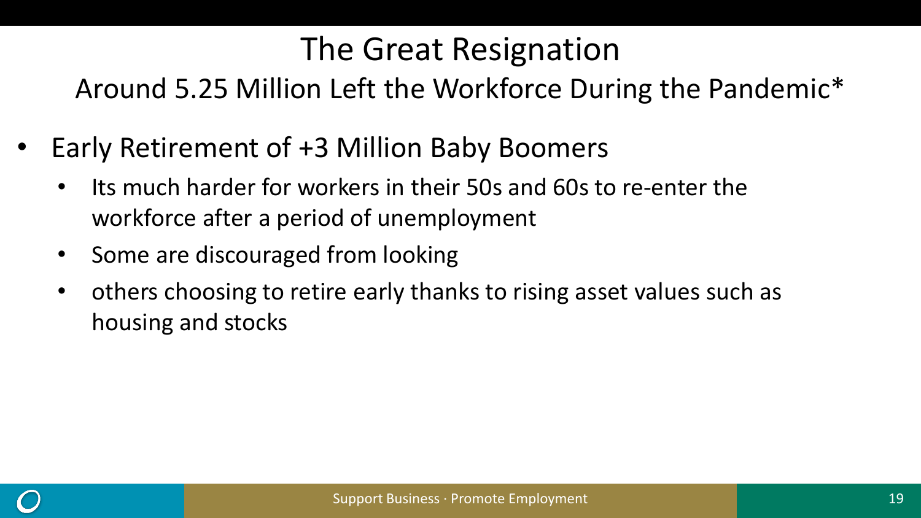# The Great Resignation

## Around 5.25 Million Left the Workforce During the Pandemic*

- Early Retirement of +3 Million Baby Boomers
  - Its much harder for workers in their 50s and 60s to re-enter the workforce after a period of unemployment
  - Some are discouraged from looking
  - others choosing to retire early thanks to rising asset values such as housing and stocks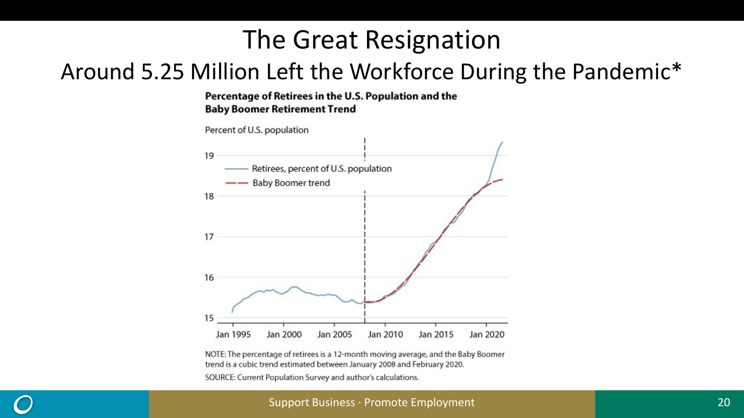# The Great Resignation

## Around 5.25 Million Left the Workforce During the Pandemic*

**Percentage of Retirees in the U.S. Population and the Baby Boomer Retirement Trend**

Percent of U.S. population

- Retirees, percent of U.S. population
- Baby Boomer trend

NOTE: The percentage of retirees is a 12-month moving average, and the Baby Boomer trend is a cubic trend estimated between January 2008 and February 2020.

SOURCE: Current Population Survey and author's calculations.

Support Business · Promote Employment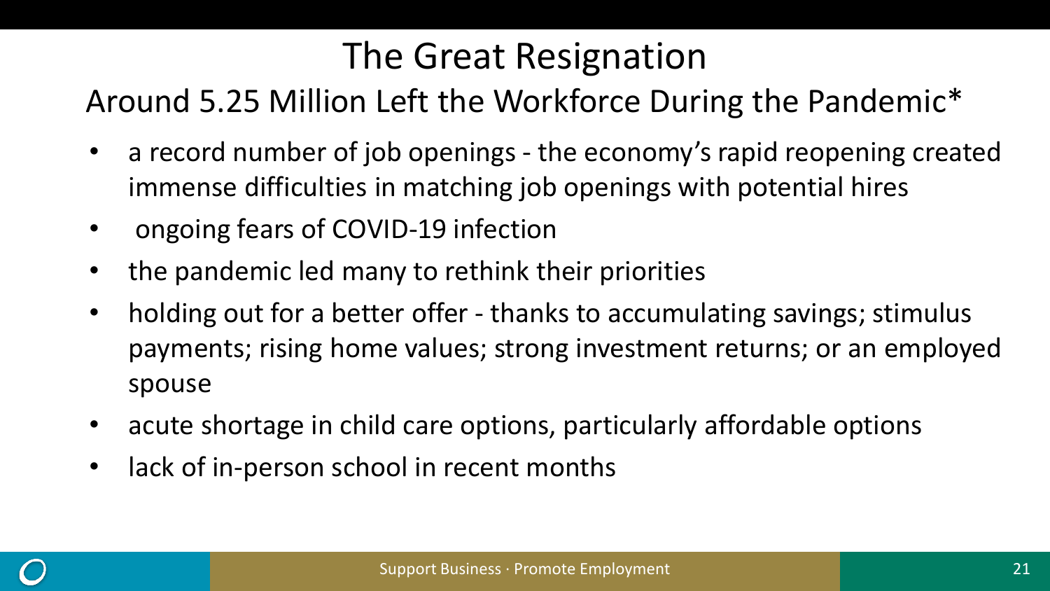# The Great Resignation

## Around 5.25 Million Left the Workforce During the Pandemic*

- a record number of job openings - the economy's rapid reopening created immense difficulties in matching job openings with potential hires
- ongoing fears of COVID-19 infection
- the pandemic led many to rethink their priorities
- holding out for a better offer - thanks to accumulating savings; stimulus payments; rising home values; strong investment returns; or an employed spouse
- acute shortage in child care options, particularly affordable options
- lack of in-person school in recent months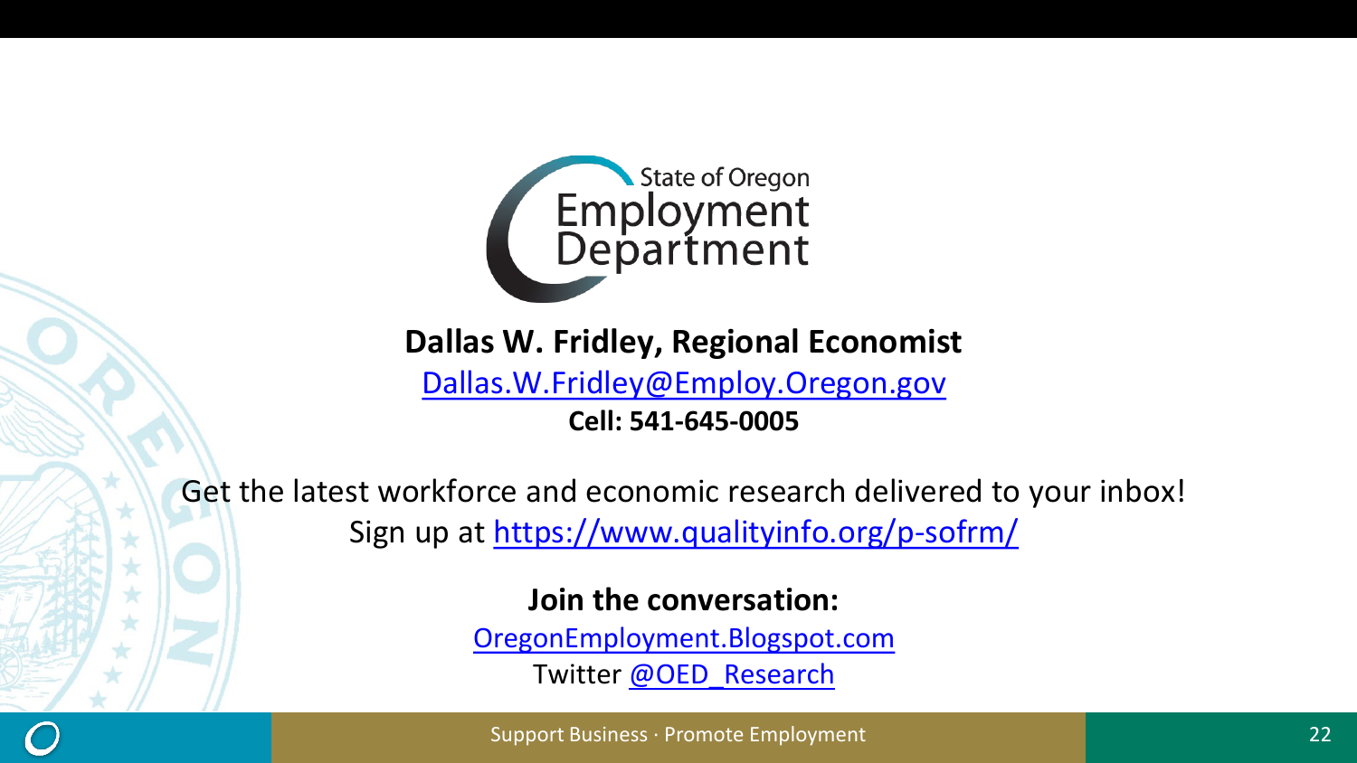State of Oregon
Employment Department

**Dallas W. Fridley, Regional Economist**

Dallas.W.Fridley@Employ.Oregon.gov

**Cell: 541-645-0005**

Get the latest workforce and economic research delivered to your inbox!
Sign up at https://www.qualityinfo.org/p-sofrm/

**Join the conversation:**

OregonEmployment.Blogspot.com

Twitter @OED_Research